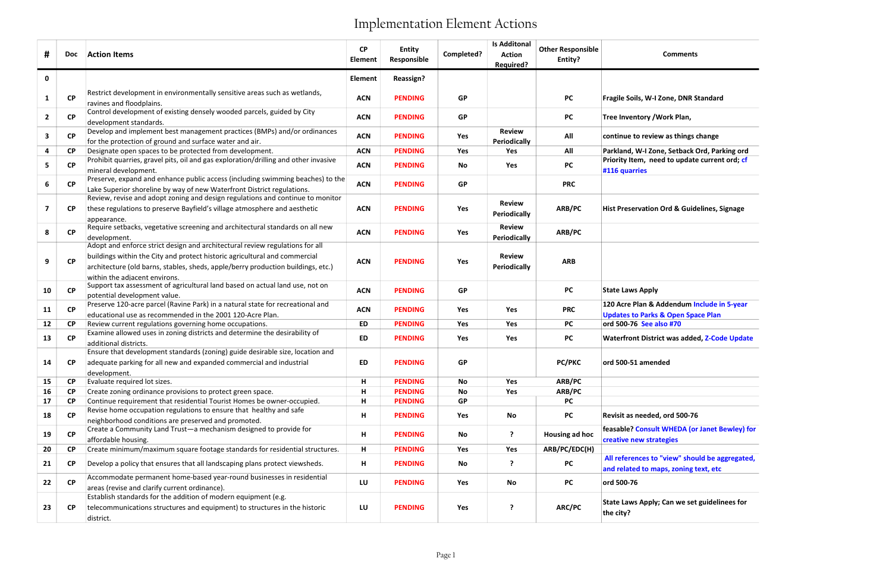# Implementation Element Actions

| # | Doc | Action Items | CP Element | Entity Responsible | Completed? | Is Additonal Action Required? | Other Responsible Entity? | Comments |
|---|---|---|---|---|---|---|---|---|
| 0 | | | Element | Reassign? | | | | |
| 1 | CP | Restrict development in environmentally sensitive areas such as wetlands, ravines and floodplains. | ACN | PENDING | GP | | PC | Fragile Soils, W-I Zone, DNR Standard |
| 2 | CP | Control development of existing densely wooded parcels, guided by City development standards. | ACN | PENDING | GP | | PC | Tree Inventory /Work Plan, |
| 3 | CP | Develop and implement best management practices (BMPs) and/or ordinances for the protection of ground and surface water and air. | ACN | PENDING | Yes | Review Periodically | All | continue to review as things change |
| 4 | CP | Designate open spaces to be protected from development. | ACN | PENDING | Yes | Yes | All | Parkland, W-I Zone, Setback Ord, Parking ord |
| 5 | CP | Prohibit quarries, gravel pits, oil and gas exploration/drilling and other invasive mineral development. | ACN | PENDING | No | Yes | PC | Priority Item, need to update current ord; cf #116 quarries |
| 6 | CP | Preserve, expand and enhance public access (including swimming beaches) to the Lake Superior shoreline by way of new Waterfront District regulations. | ACN | PENDING | GP | | PRC | |
| 7 | CP | Review, revise and adopt zoning and design regulations and continue to monitor these regulations to preserve Bayfield's village atmosphere and aesthetic appearance. | ACN | PENDING | Yes | Review Periodically | ARB/PC | Hist Preservation Ord & Guidelines, Signage |
| 8 | CP | Require setbacks, vegetative screening and architectural standards on all new development. | ACN | PENDING | Yes | Review Periodically | ARB/PC | |
| 9 | CP | Adopt and enforce strict design and architectural review regulations for all buildings within the City and protect historic agricultural and commercial architecture (old barns, stables, sheds, apple/berry production buildings, etc.) within the adjacent environs. | ACN | PENDING | Yes | Review Periodically | ARB | |
| 10 | CP | Support tax assessment of agricultural land based on actual land use, not on potential development value. | ACN | PENDING | GP | | PC | State Laws Apply |
| 11 | CP | Preserve 120-acre parcel (Ravine Park) in a natural state for recreational and educational use as recommended in the 2001 120-Acre Plan. | ACN | PENDING | Yes | Yes | PRC | 120 Acre Plan & Addendum Include in 5-year Updates to Parks & Open Space Plan |
| 12 | CP | Review current regulations governing home occupations. | ED | PENDING | Yes | Yes | PC | ord 500-76 See also #70 |
| 13 | CP | Examine allowed uses in zoning districts and determine the desirability of additional districts. | ED | PENDING | Yes | Yes | PC | Waterfront District was added, Z-Code Update |
| 14 | CP | Ensure that development standards (zoning) guide desirable size, location and adequate parking for all new and expanded commercial and industrial development. | ED | PENDING | GP | | PC/PKC | ord 500-51 amended |
| 15 | CP | Evaluate required lot sizes. | H | PENDING | No | Yes | ARB/PC | |
| 16 | CP | Create zoning ordinance provisions to protect green space. | H | PENDING | No | Yes | ARB/PC | |
| 17 | CP | Continue requirement that residential Tourist Homes be owner-occupied. | H | PENDING | GP | | PC | |
| 18 | CP | Revise home occupation regulations to ensure that healthy and safe neighborhood conditions are preserved and promoted. | H | PENDING | Yes | No | PC | Revisit as needed, ord 500-76 |
| 19 | CP | Create a Community Land Trust—a mechanism designed to provide for affordable housing. | H | PENDING | No | ? | Housing ad hoc | feasable? Consult WHEDA (or Janet Bewley) for creative new strategies |
| 20 | CP | Create minimum/maximum square footage standards for residential structures. | H | PENDING | Yes | Yes | ARB/PC/EDC(H) | |
| 21 | CP | Develop a policy that ensures that all landscaping plans protect viewsheds. | H | PENDING | No | ? | PC | All references to "view" should be aggregated, and related to maps, zoning text, etc |
| 22 | CP | Accommodate permanent home-based year-round businesses in residential areas (revise and clarify current ordinance). | LU | PENDING | Yes | No | PC | ord 500-76 |
| 23 | CP | Establish standards for the addition of modern equipment (e.g. telecommunications structures and equipment) to structures in the historic district. | LU | PENDING | Yes | ? | ARC/PC | State Laws Apply; Can we set guidelinees for the city? |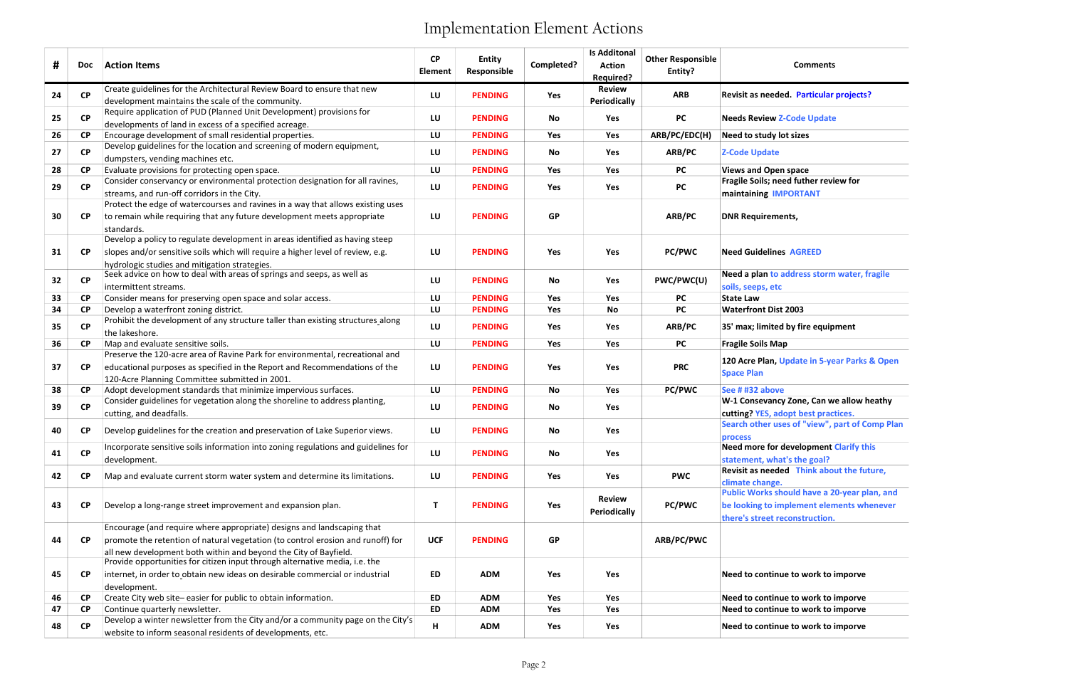# Implementation Element Actions

| # | Doc | Action Items | CP Element | Entity Responsible | Completed? | Is Additonal Action Required? | Other Responsible Entity? | Comments |
|---|---|---|---|---|---|---|---|---|
| 24 | CP | Create guidelines for the Architectural Review Board to ensure that new development maintains the scale of the community. | LU | PENDING | Yes | Review Periodically | ARB | Revisit as needed. Particular projects? |
| 25 | CP | Require application of PUD (Planned Unit Development) provisions for developments of land in excess of a specified acreage. | LU | PENDING | No | Yes | PC | Needs Review Z-Code Update |
| 26 | CP | Encourage development of small residential properties. | LU | PENDING | Yes | Yes | ARB/PC/EDC(H) | Need to study lot sizes |
| 27 | CP | Develop guidelines for the location and screening of modern equipment, dumpsters, vending machines etc. | LU | PENDING | No | Yes | ARB/PC | Z-Code Update |
| 28 | CP | Evaluate provisions for protecting open space. | LU | PENDING | Yes | Yes | PC | Views and Open space |
| 29 | CP | Consider conservancy or environmental protection designation for all ravines, streams, and run-off corridors in the City. | LU | PENDING | Yes | Yes | PC | Fragile Soils; need futher review for maintaining IMPORTANT |
| 30 | CP | Protect the edge of watercourses and ravines in a way that allows existing uses to remain while requiring that any future development meets appropriate standards. | LU | PENDING | GP | | ARB/PC | DNR Requirements, |
| 31 | CP | Develop a policy to regulate development in areas identified as having steep slopes and/or sensitive soils which will require a higher level of review, e.g. hydrologic studies and mitigation strategies. | LU | PENDING | Yes | Yes | PC/PWC | Need Guidelines AGREED |
| 32 | CP | Seek advice on how to deal with areas of springs and seeps, as well as intermittent streams. | LU | PENDING | No | Yes | PWC/PWC(U) | Need a plan to address storm water, fragile soils, seeps, etc |
| 33 | CP | Consider means for preserving open space and solar access. | LU | PENDING | Yes | Yes | PC | State Law |
| 34 | CP | Develop a waterfront zoning district. | LU | PENDING | Yes | No | PC | Waterfront Dist 2003 |
| 35 | CP | Prohibit the development of any structure taller than existing structures along the lakeshore. | LU | PENDING | Yes | Yes | ARB/PC | 35' max; limited by fire equipment |
| 36 | CP | Map and evaluate sensitive soils. | LU | PENDING | Yes | Yes | PC | Fragile Soils Map |
| 37 | CP | Preserve the 120-acre area of Ravine Park for environmental, recreational and educational purposes as specified in the Report and Recommendations of the 120-Acre Planning Committee submitted in 2001. | LU | PENDING | Yes | Yes | PRC | 120 Acre Plan, Update in 5-year Parks & Open Space Plan |
| 38 | CP | Adopt development standards that minimize impervious surfaces. | LU | PENDING | No | Yes | PC/PWC | See # #32 above |
| 39 | CP | Consider guidelines for vegetation along the shoreline to address planting, cutting, and deadfalls. | LU | PENDING | No | Yes | | W-1 Consevancy Zone, Can we allow heathy cutting? YES, adopt best practices. |
| 40 | CP | Develop guidelines for the creation and preservation of Lake Superior views. | LU | PENDING | No | Yes | | Search other uses of "view", part of Comp Plan process |
| 41 | CP | Incorporate sensitive soils information into zoning regulations and guidelines for development. | LU | PENDING | No | Yes | | Need more for development Clarify this statement, what's the goal? |
| 42 | CP | Map and evaluate current storm water system and determine its limitations. | LU | PENDING | Yes | Yes | PWC | Revisit as needed Think about the future, climate change. |
| 43 | CP | Develop a long-range street improvement and expansion plan. | T | PENDING | Yes | Review Periodically | PC/PWC | Public Works should have a 20-year plan, and be looking to implement elements whenever there's street reconstruction. |
| 44 | CP | Encourage (and require where appropriate) designs and landscaping that promote the retention of natural vegetation (to control erosion and runoff) for all new development both within and beyond the City of Bayfield. | UCF | PENDING | GP | | ARB/PC/PWC | |
| 45 | CP | Provide opportunities for citizen input through alternative media, i.e. the internet, in order to obtain new ideas on desirable commercial or industrial development. | ED | ADM | Yes | Yes | | Need to continue to work to imporve |
| 46 | CP | Create City web site– easier for public to obtain information. | ED | ADM | Yes | Yes | | Need to continue to work to imporve |
| 47 | CP | Continue quarterly newsletter. | ED | ADM | Yes | Yes | | Need to continue to work to imporve |
| 48 | CP | Develop a winter newsletter from the City and/or a community page on the City's website to inform seasonal residents of developments, etc. | H | ADM | Yes | Yes | | Need to continue to work to imporve |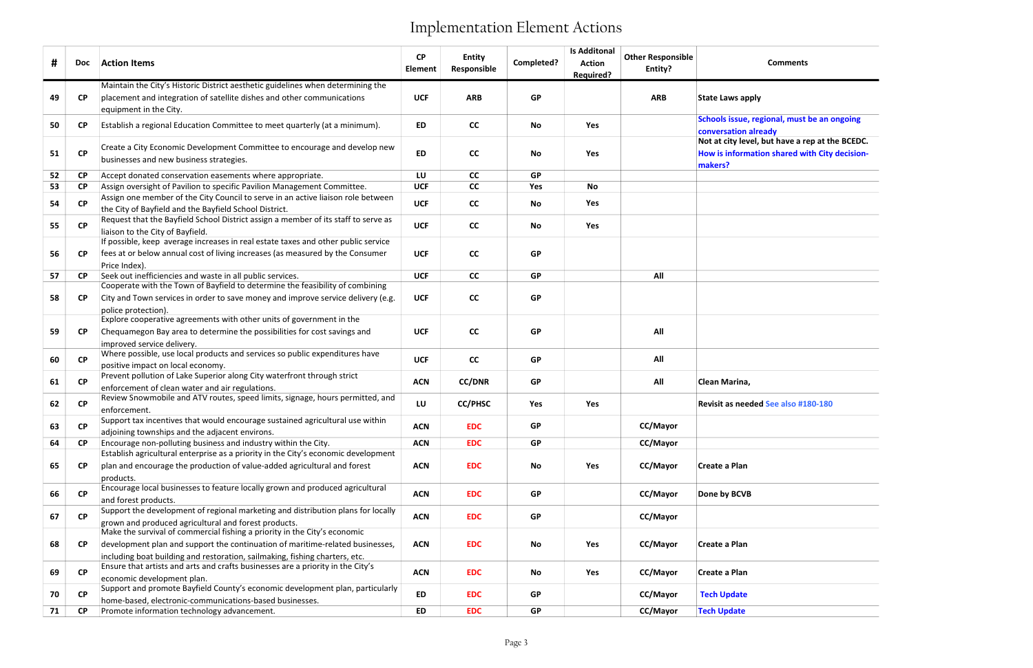# Implementation Element Actions

| # | Doc | Action Items | CP Element | Entity Responsible | Completed? | Is Additonal Action Required? | Other Responsible Entity? | Comments |
|---|---|---|---|---|---|---|---|---|
| 49 | CP | Maintain the City's Historic District aesthetic guidelines when determining the placement and integration of satellite dishes and other communications equipment in the City. | UCF | ARB | GP | | ARB | State Laws apply |
| 50 | CP | Establish a regional Education Committee to meet quarterly (at a minimum). | ED | CC | No | Yes | | Schools issue, regional, must be an ongoing conversation already |
| 51 | CP | Create a City Economic Development Committee to encourage and develop new businesses and new business strategies. | ED | CC | No | Yes | | Not at city level, but have a rep at the BCEDC. How is information shared with City decision-makers? |
| 52 | CP | Accept donated conservation easements where appropriate. | LU | CC | GP | | | |
| 53 | CP | Assign oversight of Pavilion to specific Pavilion Management Committee. | UCF | CC | Yes | No | | |
| 54 | CP | Assign one member of the City Council to serve in an active liaison role between the City of Bayfield and the Bayfield School District. | UCF | CC | No | Yes | | |
| 55 | CP | Request that the Bayfield School District assign a member of its staff to serve as liaison to the City of Bayfield. | UCF | CC | No | Yes | | |
| 56 | CP | If possible, keep average increases in real estate taxes and other public service fees at or below annual cost of living increases (as measured by the Consumer Price Index). | UCF | CC | GP | | | |
| 57 | CP | Seek out inefficiencies and waste in all public services. | UCF | CC | GP | | All | |
| 58 | CP | Cooperate with the Town of Bayfield to determine the feasibility of combining City and Town services in order to save money and improve service delivery (e.g. police protection). | UCF | CC | GP | | | |
| 59 | CP | Explore cooperative agreements with other units of government in the Chequamegon Bay area to determine the possibilities for cost savings and improved service delivery. | UCF | CC | GP | | All | |
| 60 | CP | Where possible, use local products and services so public expenditures have positive impact on local economy. | UCF | CC | GP | | All | |
| 61 | CP | Prevent pollution of Lake Superior along City waterfront through strict enforcement of clean water and air regulations. | ACN | CC/DNR | GP | | All | Clean Marina, |
| 62 | CP | Review Snowmobile and ATV routes, speed limits, signage, hours permitted, and enforcement. | LU | CC/PHSC | Yes | Yes | | Revisit as needed See also #180-180 |
| 63 | CP | Support tax incentives that would encourage sustained agricultural use within adjoining townships and the adjacent environs. | ACN | EDC | GP | | CC/Mayor | |
| 64 | CP | Encourage non-polluting business and industry within the City. | ACN | EDC | GP | | CC/Mayor | |
| 65 | CP | Establish agricultural enterprise as a priority in the City's economic development plan and encourage the production of value-added agricultural and forest products. | ACN | EDC | No | Yes | CC/Mayor | Create a Plan |
| 66 | CP | Encourage local businesses to feature locally grown and produced agricultural and forest products. | ACN | EDC | GP | | CC/Mayor | Done by BCVB |
| 67 | CP | Support the development of regional marketing and distribution plans for locally grown and produced agricultural and forest products. | ACN | EDC | GP | | CC/Mayor | |
| 68 | CP | Make the survival of commercial fishing a priority in the City's economic development plan and support the continuation of maritime-related businesses, including boat building and restoration, sailmaking, fishing charters, etc. | ACN | EDC | No | Yes | CC/Mayor | Create a Plan |
| 69 | CP | Ensure that artists and arts and crafts businesses are a priority in the City's economic development plan. | ACN | EDC | No | Yes | CC/Mayor | Create a Plan |
| 70 | CP | Support and promote Bayfield County's economic development plan, particularly home-based, electronic-communications-based businesses. | ED | EDC | GP | | CC/Mayor | Tech Update |
| 71 | CP | Promote information technology advancement. | ED | EDC | GP | | CC/Mayor | Tech Update |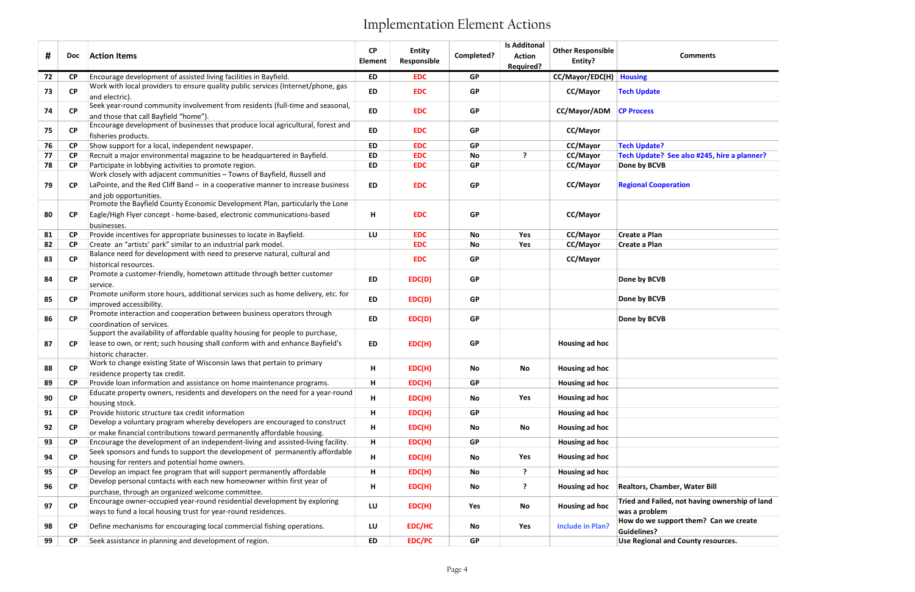# Implementation Element Actions

| # | Doc | Action Items | CP Element | Entity Responsible | Completed? | Is Additonal Action Required? | Other Responsible Entity? | Comments |
|---|---|---|---|---|---|---|---|---|
| 72 | CP | Encourage development of assisted living facilities in Bayfield. | ED | EDC | GP | | CC/Mayor/EDC(H) | Housing |
| 73 | CP | Work with local providers to ensure quality public services (Internet/phone, gas and electric). | ED | EDC | GP | | CC/Mayor | Tech Update |
| 74 | CP | Seek year-round community involvement from residents (full-time and seasonal, and those that call Bayfield "home"). | ED | EDC | GP | | CC/Mayor/ADM | CP Process |
| 75 | CP | Encourage development of businesses that produce local agricultural, forest and fisheries products. | ED | EDC | GP | | CC/Mayor | |
| 76 | CP | Show support for a local, independent newspaper. | ED | EDC | GP | | CC/Mayor | Tech Update? |
| 77 | CP | Recruit a major environmental magazine to be headquartered in Bayfield. | ED | EDC | No | ? | CC/Mayor | Tech Update? See also #245, hire a planner? |
| 78 | CP | Participate in lobbying activities to promote region. | ED | EDC | GP | | CC/Mayor | Done by BCVB |
| 79 | CP | Work closely with adjacent communities – Towns of Bayfield, Russell and LaPointe, and the Red Cliff Band – in a cooperative manner to increase business and job opportunities. | ED | EDC | GP | | CC/Mayor | Regional Cooperation |
| 80 | CP | Promote the Bayfield County Economic Development Plan, particularly the Lone Eagle/High Flyer concept - home-based, electronic communications-based businesses. | H | EDC | GP | | CC/Mayor | |
| 81 | CP | Provide incentives for appropriate businesses to locate in Bayfield. | LU | EDC | No | Yes | CC/Mayor | Create a Plan |
| 82 | CP | Create an "artists' park" similar to an industrial park model. | | EDC | No | Yes | CC/Mayor | Create a Plan |
| 83 | CP | Balance need for development with need to preserve natural, cultural and historical resources. | | EDC | GP | | CC/Mayor | |
| 84 | CP | Promote a customer-friendly, hometown attitude through better customer service. | ED | EDC(D) | GP | | | Done by BCVB |
| 85 | CP | Promote uniform store hours, additional services such as home delivery, etc. for improved accessibility. | ED | EDC(D) | GP | | | Done by BCVB |
| 86 | CP | Promote interaction and cooperation between business operators through coordination of services. | ED | EDC(D) | GP | | | Done by BCVB |
| 87 | CP | Support the availability of affordable quality housing for people to purchase, lease to own, or rent; such housing shall conform with and enhance Bayfield's historic character. | ED | EDC(H) | GP | | Housing ad hoc | |
| 88 | CP | Work to change existing State of Wisconsin laws that pertain to primary residence property tax credit. | H | EDC(H) | No | No | Housing ad hoc | |
| 89 | CP | Provide loan information and assistance on home maintenance programs. | H | EDC(H) | GP | | Housing ad hoc | |
| 90 | CP | Educate property owners, residents and developers on the need for a year-round housing stock. | H | EDC(H) | No | Yes | Housing ad hoc | |
| 91 | CP | Provide historic structure tax credit information | H | EDC(H) | GP | | Housing ad hoc | |
| 92 | CP | Develop a voluntary program whereby developers are encouraged to construct or make financial contributions toward permanently affordable housing. | H | EDC(H) | No | No | Housing ad hoc | |
| 93 | CP | Encourage the development of an independent-living and assisted-living facility. | H | EDC(H) | GP | | Housing ad hoc | |
| 94 | CP | Seek sponsors and funds to support the development of permanently affordable housing for renters and potential home owners. | H | EDC(H) | No | Yes | Housing ad hoc | |
| 95 | CP | Develop an impact fee program that will support permanently affordable | H | EDC(H) | No | ? | Housing ad hoc | |
| 96 | CP | Develop personal contacts with each new homeowner within first year of purchase, through an organized welcome committee. | H | EDC(H) | No | ? | Housing ad hoc | Realtors, Chamber, Water Bill |
| 97 | CP | Encourage owner-occupied year-round residential development by exploring ways to fund a local housing trust for year-round residences. | LU | EDC(H) | Yes | No | Housing ad hoc | Tried and Failed, not having ownership of land was a problem |
| 98 | CP | Define mechanisms for encouraging local commercial fishing operations. | LU | EDC/HC | No | Yes | Include in Plan? | How do we support them? Can we create Guidelines? |
| 99 | CP | Seek assistance in planning and development of region. | ED | EDC/PC | GP | | | Use Regional and County resources. |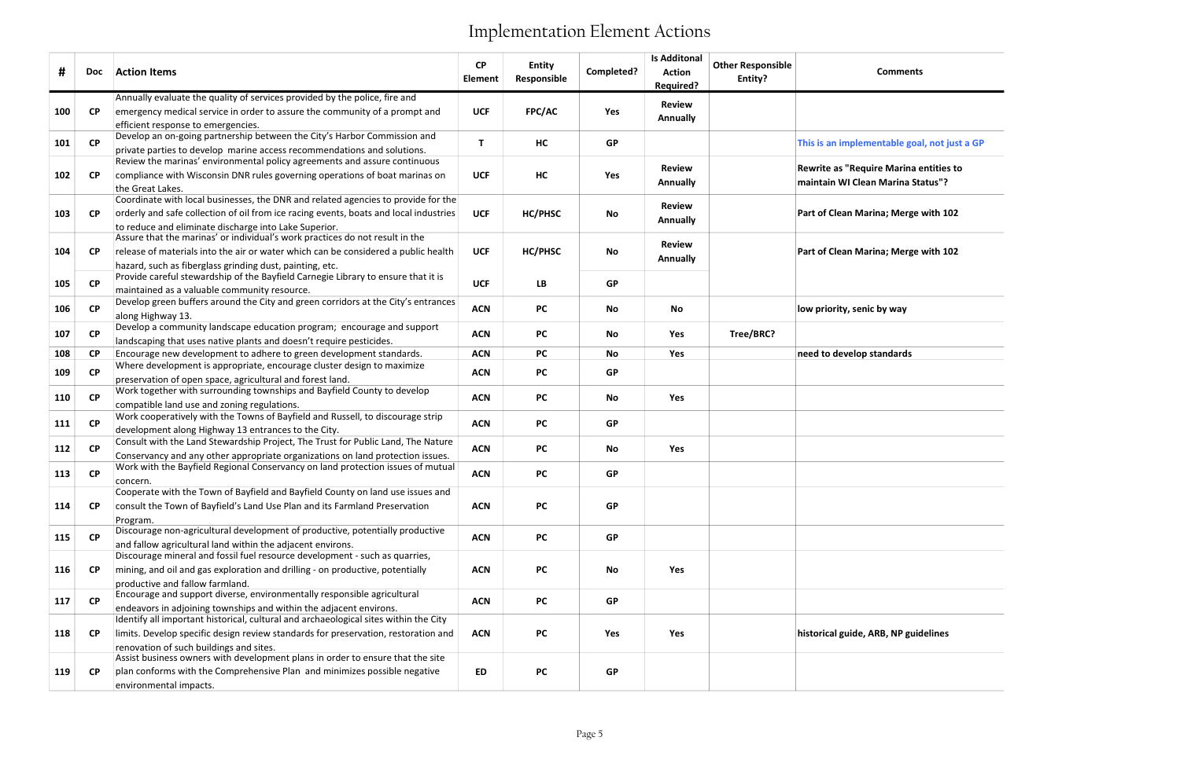# Implementation Element Actions

| # | Doc | Action Items | CP Element | Entity Responsible | Completed? | Is Additonal Action Required? | Other Responsible Entity? | Comments |
|---|---|---|---|---|---|---|---|---|
| 100 | CP | Annually evaluate the quality of services provided by the police, fire and emergency medical service in order to assure the community of a prompt and efficient response to emergencies. | UCF | FPC/AC | Yes | Review Annually | | |
| 101 | CP | Develop an on-going partnership between the City's Harbor Commission and private parties to develop marine access recommendations and solutions. | T | HC | GP | | | This is an implementable goal, not just a GP |
| 102 | CP | Review the marinas' environmental policy agreements and assure continuous compliance with Wisconsin DNR rules governing operations of boat marinas on the Great Lakes. | UCF | HC | Yes | Review Annually | | Rewrite as "Require Marina entities to maintain WI Clean Marina Status"? |
| 103 | CP | Coordinate with local businesses, the DNR and related agencies to provide for the orderly and safe collection of oil from ice racing events, boats and local industries to reduce and eliminate discharge into Lake Superior. | UCF | HC/PHSC | No | Review Annually | | Part of Clean Marina; Merge with 102 |
| 104 | CP | Assure that the marinas' or individual's work practices do not result in the release of materials into the air or water which can be considered a public health hazard, such as fiberglass grinding dust, painting, etc. | UCF | HC/PHSC | No | Review Annually | | Part of Clean Marina; Merge with 102 |
| 105 | CP | Provide careful stewardship of the Bayfield Carnegie Library to ensure that it is maintained as a valuable community resource. | UCF | LB | GP | | | |
| 106 | CP | Develop green buffers around the City and green corridors at the City's entrances along Highway 13. | ACN | PC | No | No | | low priority, senic by way |
| 107 | CP | Develop a community landscape education program; encourage and support landscaping that uses native plants and doesn't require pesticides. | ACN | PC | No | Yes | Tree/BRC? | |
| 108 | CP | Encourage new development to adhere to green development standards. | ACN | PC | No | Yes | | need to develop standards |
| 109 | CP | Where development is appropriate, encourage cluster design to maximize preservation of open space, agricultural and forest land. | ACN | PC | GP | | | |
| 110 | CP | Work together with surrounding townships and Bayfield County to develop compatible land use and zoning regulations. | ACN | PC | No | Yes | | |
| 111 | CP | Work cooperatively with the Towns of Bayfield and Russell, to discourage strip development along Highway 13 entrances to the City. | ACN | PC | GP | | | |
| 112 | CP | Consult with the Land Stewardship Project, The Trust for Public Land, The Nature Conservancy and any other appropriate organizations on land protection issues. | ACN | PC | No | Yes | | |
| 113 | CP | Work with the Bayfield Regional Conservancy on land protection issues of mutual concern. | ACN | PC | GP | | | |
| 114 | CP | Cooperate with the Town of Bayfield and Bayfield County on land use issues and consult the Town of Bayfield's Land Use Plan and its Farmland Preservation Program. | ACN | PC | GP | | | |
| 115 | CP | Discourage non-agricultural development of productive, potentially productive and fallow agricultural land within the adjacent environs. | ACN | PC | GP | | | |
| 116 | CP | Discourage mineral and fossil fuel resource development - such as quarries, mining, and oil and gas exploration and drilling - on productive, potentially productive and fallow farmland. | ACN | PC | No | Yes | | |
| 117 | CP | Encourage and support diverse, environmentally responsible agricultural endeavors in adjoining townships and within the adjacent environs. | ACN | PC | GP | | | |
| 118 | CP | Identify all important historical, cultural and archaeological sites within the City limits. Develop specific design review standards for preservation, restoration and renovation of such buildings and sites. | ACN | PC | Yes | Yes | | historical guide, ARB, NP guidelines |
| 119 | CP | Assist business owners with development plans in order to ensure that the site plan conforms with the Comprehensive Plan and minimizes possible negative environmental impacts. | ED | PC | GP | | | |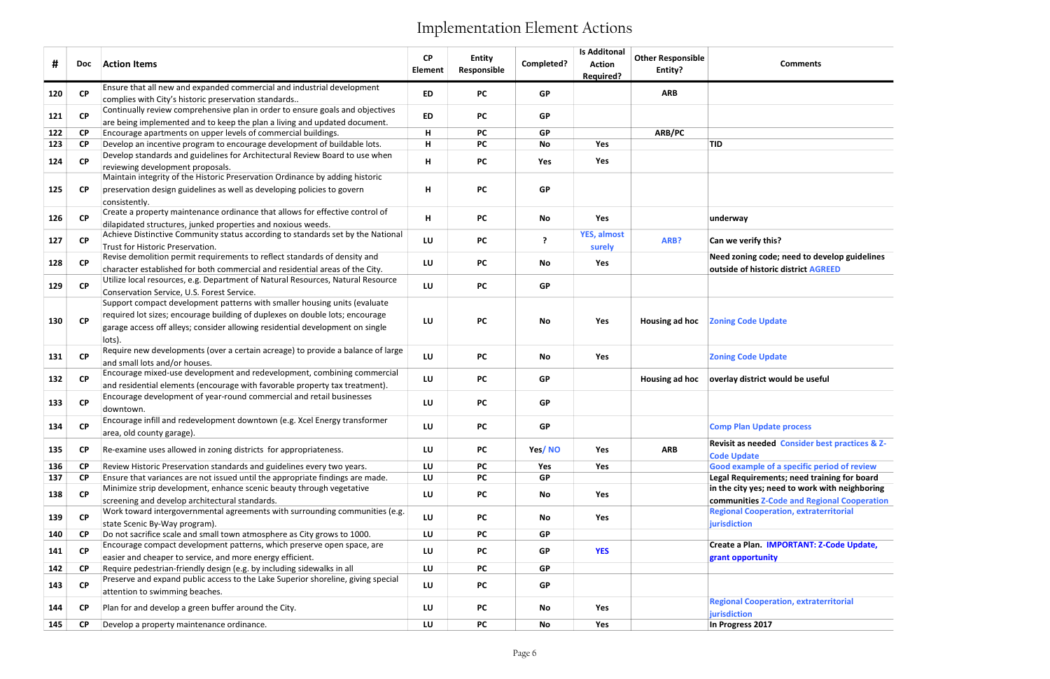# Implementation Element Actions

| # | Doc | Action Items | CP Element | Entity Responsible | Completed? | Is Additonal Action Required? | Other Responsible Entity? | Comments |
|---|---|---|---|---|---|---|---|---|
| 120 | CP | Ensure that all new and expanded commercial and industrial development complies with City's historic preservation standards.. | ED | PC | GP | | ARB | |
| 121 | CP | Continually review comprehensive plan in order to ensure goals and objectives are being implemented and to keep the plan a living and updated document. | ED | PC | GP | | | |
| 122 | CP | Encourage apartments on upper levels of commercial buildings. | H | PC | GP | | ARB/PC | |
| 123 | CP | Develop an incentive program to encourage development of buildable lots. | H | PC | No | Yes | | TID |
| 124 | CP | Develop standards and guidelines for Architectural Review Board to use when reviewing development proposals. | H | PC | Yes | Yes | | |
| 125 | CP | Maintain integrity of the Historic Preservation Ordinance by adding historic preservation design guidelines as well as developing policies to govern consistently. | H | PC | GP | | | |
| 126 | CP | Create a property maintenance ordinance that allows for effective control of dilapidated structures, junked properties and noxious weeds. | H | PC | No | Yes | | underway |
| 127 | CP | Achieve Distinctive Community status according to standards set by the National Trust for Historic Preservation. | LU | PC | ? | YES, almost surely | ARB? | Can we verify this? |
| 128 | CP | Revise demolition permit requirements to reflect standards of density and character established for both commercial and residential areas of the City. | LU | PC | No | Yes | | Need zoning code; need to develop guidelines outside of historic district AGREED |
| 129 | CP | Utilize local resources, e.g. Department of Natural Resources, Natural Resource Conservation Service, U.S. Forest Service. | LU | PC | GP | | | |
| 130 | CP | Support compact development patterns with smaller housing units (evaluate required lot sizes; encourage building of duplexes on double lots; encourage garage access off alleys; consider allowing residential development on single lots). | LU | PC | No | Yes | Housing ad hoc | Zoning Code Update |
| 131 | CP | Require new developments (over a certain acreage) to provide a balance of large and small lots and/or houses. | LU | PC | No | Yes | | Zoning Code Update |
| 132 | CP | Encourage mixed-use development and redevelopment, combining commercial and residential elements (encourage with favorable property tax treatment). | LU | PC | GP | | Housing ad hoc | overlay district would be useful |
| 133 | CP | Encourage development of year-round commercial and retail businesses downtown. | LU | PC | GP | | | |
| 134 | CP | Encourage infill and redevelopment downtown (e.g. Xcel Energy transformer area, old county garage). | LU | PC | GP | | | Comp Plan Update process |
| 135 | CP | Re-examine uses allowed in zoning districts for appropriateness. | LU | PC | Yes/ NO | Yes | ARB | Revisit as needed Consider best practices & Z-Code Update |
| 136 | CP | Review Historic Preservation standards and guidelines every two years. | LU | PC | Yes | Yes | | Good example of a specific period of review |
| 137 | CP | Ensure that variances are not issued until the appropriate findings are made. | LU | PC | GP | | | Legal Requirements; need training for board |
| 138 | CP | Minimize strip development, enhance scenic beauty through vegetative screening and develop architectural standards. | LU | PC | No | Yes | | in the city yes; need to work with neighboring communities Z-Code and Regional Cooperation |
| 139 | CP | Work toward intergovernmental agreements with surrounding communities (e.g. state Scenic By-Way program). | LU | PC | No | Yes | | Regional Cooperation, extraterritorial jurisdiction |
| 140 | CP | Do not sacrifice scale and small town atmosphere as City grows to 1000. | LU | PC | GP | | | |
| 141 | CP | Encourage compact development patterns, which preserve open space, are easier and cheaper to service, and more energy efficient. | LU | PC | GP | YES | | Create a Plan. IMPORTANT: Z-Code Update, grant opportunity |
| 142 | CP | Require pedestrian-friendly design (e.g. by including sidewalks in all | LU | PC | GP | | | |
| 143 | CP | Preserve and expand public access to the Lake Superior shoreline, giving special attention to swimming beaches. | LU | PC | GP | | | |
| 144 | CP | Plan for and develop a green buffer around the City. | LU | PC | No | Yes | | Regional Cooperation, extraterritorial jurisdiction |
| 145 | CP | Develop a property maintenance ordinance. | LU | PC | No | Yes | | In Progress 2017 |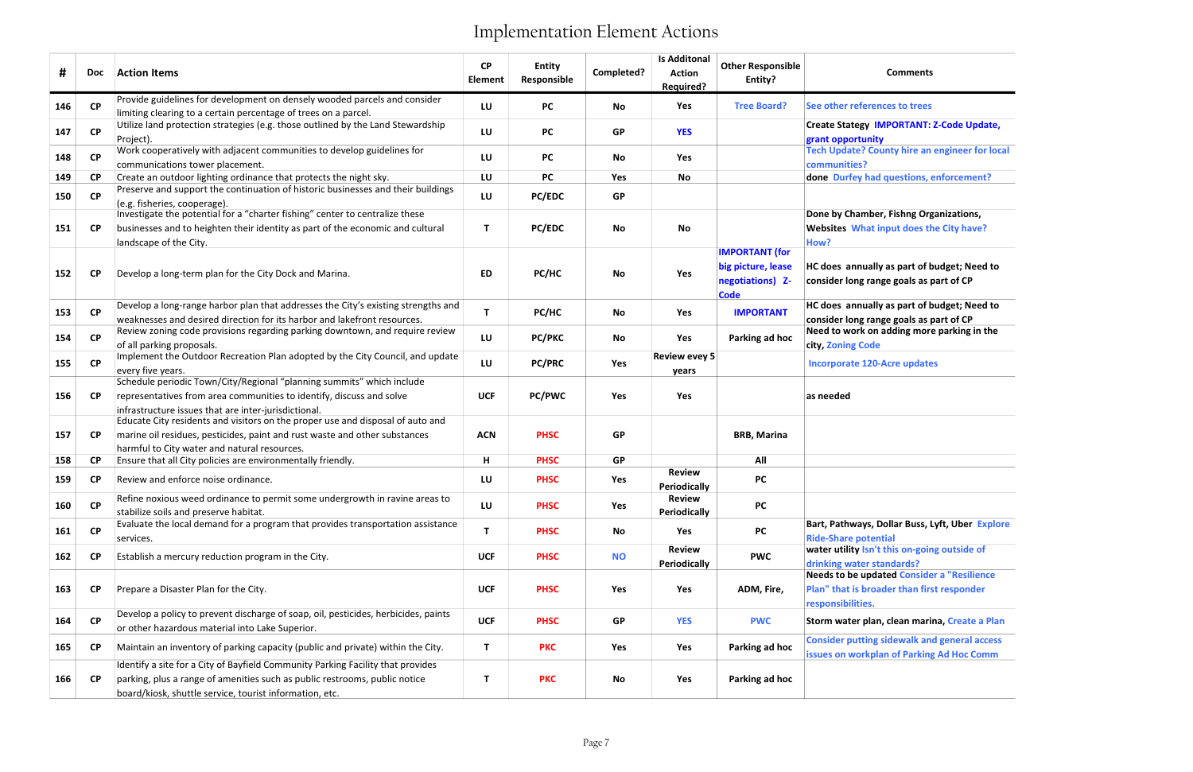# Implementation Element Actions

| # | Doc | Action Items | CP Element | Entity Responsible | Completed? | Is Additonal Action Required? | Other Responsible Entity? | Comments |
|---|---|---|---|---|---|---|---|---|
| 146 | CP | Provide guidelines for development on densely wooded parcels and consider limiting clearing to a certain percentage of trees on a parcel. | LU | PC | No | Yes | Tree Board? | See other references to trees |
| 147 | CP | Utilize land protection strategies (e.g. those outlined by the Land Stewardship Project). | LU | PC | GP | YES | | Create Stategy IMPORTANT: Z-Code Update, grant opportunity |
| 148 | CP | Work cooperatively with adjacent communities to develop guidelines for communications tower placement. | LU | PC | No | Yes | | Tech Update? County hire an engineer for local communities? |
| 149 | CP | Create an outdoor lighting ordinance that protects the night sky. | LU | PC | Yes | No | | done Durfey had questions, enforcement? |
| 150 | CP | Preserve and support the continuation of historic businesses and their buildings (e.g. fisheries, cooperage). | LU | PC/EDC | GP | | | |
| 151 | CP | Investigate the potential for a "charter fishing" center to centralize these businesses and to heighten their identity as part of the economic and cultural landscape of the City. | T | PC/EDC | No | No | | Done by Chamber, Fishng Organizations, Websites What input does the City have? How? |
| 152 | CP | Develop a long-term plan for the City Dock and Marina. | ED | PC/HC | No | Yes | IMPORTANT (for big picture, lease negotiations) Z-Code | HC does annually as part of budget; Need to consider long range goals as part of CP |
| 153 | CP | Develop a long-range harbor plan that addresses the City's existing strengths and weaknesses and desired direction for its harbor and lakefront resources. | T | PC/HC | No | Yes | IMPORTANT | HC does annually as part of budget; Need to consider long range goals as part of CP |
| 154 | CP | Review zoning code provisions regarding parking downtown, and require review of all parking proposals. | LU | PC/PKC | No | Yes | Parking ad hoc | Need to work on adding more parking in the city, Zoning Code |
| 155 | CP | Implement the Outdoor Recreation Plan adopted by the City Council, and update every five years. | LU | PC/PRC | Yes | Review evey 5 years | | Incorporate 120-Acre updates |
| 156 | CP | Schedule periodic Town/City/Regional "planning summits" which include representatives from area communities to identify, discuss and solve infrastructure issues that are inter-jurisdictional. | UCF | PC/PWC | Yes | Yes | | as needed |
| 157 | CP | Educate City residents and visitors on the proper use and disposal of auto and marine oil residues, pesticides, paint and rust waste and other substances harmful to City water and natural resources. | ACN | PHSC | GP | | BRB, Marina | |
| 158 | CP | Ensure that all City policies are environmentally friendly. | H | PHSC | GP | | All | |
| 159 | CP | Review and enforce noise ordinance. | LU | PHSC | Yes | Review Periodically | PC | |
| 160 | CP | Refine noxious weed ordinance to permit some undergrowth in ravine areas to stabilize soils and preserve habitat. | LU | PHSC | Yes | Review Periodically | PC | |
| 161 | CP | Evaluate the local demand for a program that provides transportation assistance services. | T | PHSC | No | Yes | PC | Bart, Pathways, Dollar Buss, Lyft, Uber Explore Ride-Share potential |
| 162 | CP | Establish a mercury reduction program in the City. | UCF | PHSC | NO | Review Periodically | PWC | water utility Isn't this on-going outside of drinking water standards? |
| 163 | CP | Prepare a Disaster Plan for the City. | UCF | PHSC | Yes | Yes | ADM, Fire, | Needs to be updated Consider a "Resilience Plan" that is broader than first responder responsibilities. |
| 164 | CP | Develop a policy to prevent discharge of soap, oil, pesticides, herbicides, paints or other hazardous material into Lake Superior. | UCF | PHSC | GP | YES | PWC | Storm water plan, clean marina, Create a Plan |
| 165 | CP | Maintain an inventory of parking capacity (public and private) within the City. | T | PKC | Yes | Yes | Parking ad hoc | Consider putting sidewalk and general access issues on workplan of Parking Ad Hoc Comm |
| 166 | CP | Identify a site for a City of Bayfield Community Parking Facility that provides parking, plus a range of amenities such as public restrooms, public notice board/kiosk, shuttle service, tourist information, etc. | T | PKC | No | Yes | Parking ad hoc | |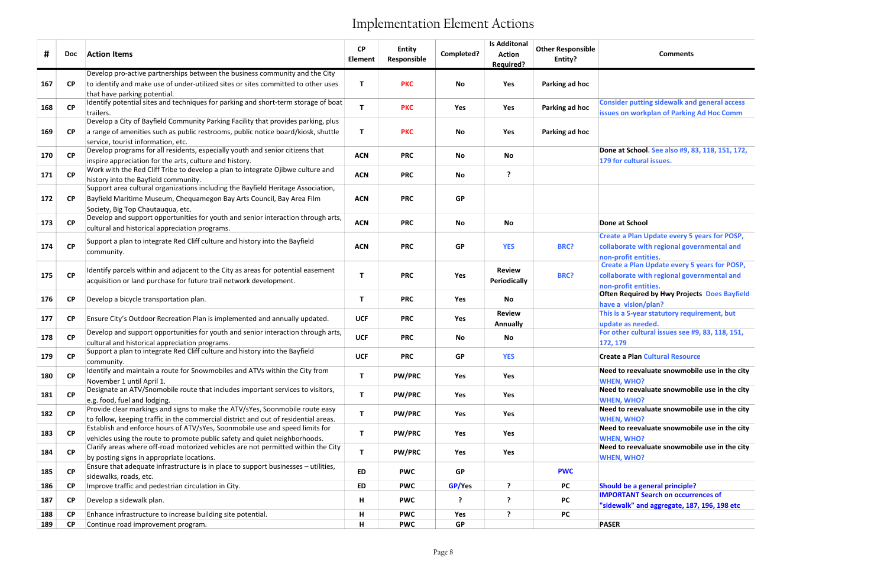# Implementation Element Actions

| # | Doc | Action Items | CP Element | Entity Responsible | Completed? | Is Additonal Action Required? | Other Responsible Entity? | Comments |
|---|---|---|---|---|---|---|---|---|
| 167 | CP | Develop pro-active partnerships between the business community and the City to identify and make use of under-utilized sites or sites committed to other uses that have parking potential. | T | PKC | No | Yes | Parking ad hoc | |
| 168 | CP | Identify potential sites and techniques for parking and short-term storage of boat trailers. | T | PKC | Yes | Yes | Parking ad hoc | Consider putting sidewalk and general access issues on workplan of Parking Ad Hoc Comm |
| 169 | CP | Develop a City of Bayfield Community Parking Facility that provides parking, plus a range of amenities such as public restrooms, public notice board/kiosk, shuttle service, tourist information, etc. | T | PKC | No | Yes | Parking ad hoc | |
| 170 | CP | Develop programs for all residents, especially youth and senior citizens that inspire appreciation for the arts, culture and history. | ACN | PRC | No | No | | Done at School. See also #9, 83, 118, 151, 172, 179 for cultural issues. |
| 171 | CP | Work with the Red Cliff Tribe to develop a plan to integrate Ojibwe culture and history into the Bayfield community. | ACN | PRC | No | ? | | |
| 172 | CP | Support area cultural organizations including the Bayfield Heritage Association, Bayfield Maritime Museum, Chequamegon Bay Arts Council, Bay Area Film Society, Big Top Chautauqua, etc. | ACN | PRC | GP | | | |
| 173 | CP | Develop and support opportunities for youth and senior interaction through arts, cultural and historical appreciation programs. | ACN | PRC | No | No | | Done at School |
| 174 | CP | Support a plan to integrate Red Cliff culture and history into the Bayfield community. | ACN | PRC | GP | YES | BRC? | Create a Plan Update every 5 years for POSP, collaborate with regional governmental and non-profit entities. |
| 175 | CP | Identify parcels within and adjacent to the City as areas for potential easement acquisition or land purchase for future trail network development. | T | PRC | Yes | Review Periodically | BRC? | Create a Plan Update every 5 years for POSP, collaborate with regional governmental and non-profit entities. |
| 176 | CP | Develop a bicycle transportation plan. | T | PRC | Yes | No | | Often Required by Hwy Projects Does Bayfield have a vision/plan? |
| 177 | CP | Ensure City's Outdoor Recreation Plan is implemented and annually updated. | UCF | PRC | Yes | Review Annually | | This is a 5-year statutory requirement, but update as needed. |
| 178 | CP | Develop and support opportunities for youth and senior interaction through arts, cultural and historical appreciation programs. | UCF | PRC | No | No | | For other cultural issues see #9, 83, 118, 151, 172, 179 |
| 179 | CP | Support a plan to integrate Red Cliff culture and history into the Bayfield community. | UCF | PRC | GP | YES | | Create a Plan Cultural Resource |
| 180 | CP | Identify and maintain a route for Snowmobiles and ATVs within the City from November 1 until April 1. | T | PW/PRC | Yes | Yes | | Need to reevaluate snowmobile use in the city WHEN, WHO? |
| 181 | CP | Designate an ATV/Snomobile route that includes important services to visitors, e.g. food, fuel and lodging. | T | PW/PRC | Yes | Yes | | Need to reevaluate snowmobile use in the city WHEN, WHO? |
| 182 | CP | Provide clear markings and signs to make the ATV/sYes, Soonmobile route easy to follow, keeping traffic in the commercial district and out of residential areas. | T | PW/PRC | Yes | Yes | | Need to reevaluate snowmobile use in the city WHEN, WHO? |
| 183 | CP | Establish and enforce hours of ATV/sYes, Soonmobile use and speed limits for vehicles using the route to promote public safety and quiet neighborhoods. | T | PW/PRC | Yes | Yes | | Need to reevaluate snowmobile use in the city WHEN, WHO? |
| 184 | CP | Clarify areas where off-road motorized vehicles are not permitted within the City by posting signs in appropriate locations. | T | PW/PRC | Yes | Yes | | Need to reevaluate snowmobile use in the city WHEN, WHO? |
| 185 | CP | Ensure that adequate infrastructure is in place to support businesses – utilities, sidewalks, roads, etc. | ED | PWC | GP | | PWC | |
| 186 | CP | Improve traffic and pedestrian circulation in City. | ED | PWC | GP/Yes | ? | PC | Should be a general principle? |
| 187 | CP | Develop a sidewalk plan. | H | PWC | ? | ? | PC | IMPORTANT Search on occurrences of "sidewalk" and aggregate, 187, 196, 198 etc |
| 188 | CP | Enhance infrastructure to increase building site potential. | H | PWC | Yes | ? | PC | |
| 189 | CP | Continue road improvement program. | H | PWC | GP | | | PASER |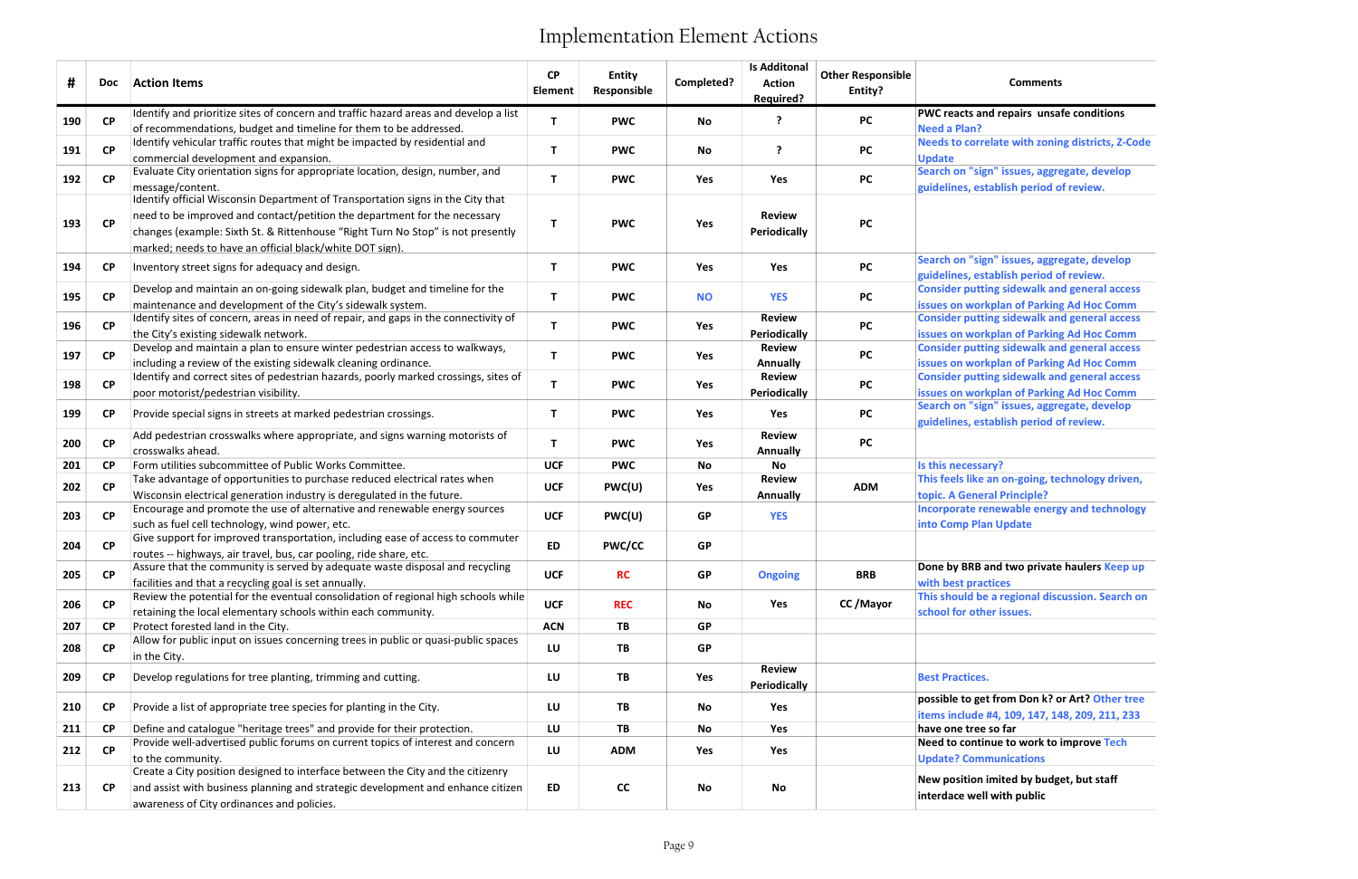# Implementation Element Actions

| # | Doc | Action Items | CP Element | Entity Responsible | Completed? | Is Additonal Action Required? | Other Responsible Entity? | Comments |
|---|---|---|---|---|---|---|---|---|
| 190 | CP | Identify and prioritize sites of concern and traffic hazard areas and develop a list of recommendations, budget and timeline for them to be addressed. | T | PWC | No | ? | PC | PWC reacts and repairs unsafe conditions Need a Plan? |
| 191 | CP | Identify vehicular traffic routes that might be impacted by residential and commercial development and expansion. | T | PWC | No | ? | PC | Needs to correlate with zoning districts, Z-Code Update |
| 192 | CP | Evaluate City orientation signs for appropriate location, design, number, and message/content. | T | PWC | Yes | Yes | PC | Search on "sign" issues, aggregate, develop guidelines, establish period of review. |
| 193 | CP | Identify official Wisconsin Department of Transportation signs in the City that need to be improved and contact/petition the department for the necessary changes (example: Sixth St. & Rittenhouse "Right Turn No Stop" is not presently marked; needs to have an official black/white DOT sign). | T | PWC | Yes | Review Periodically | PC | |
| 194 | CP | Inventory street signs for adequacy and design. | T | PWC | Yes | Yes | PC | Search on "sign" issues, aggregate, develop guidelines, establish period of review. |
| 195 | CP | Develop and maintain an on-going sidewalk plan, budget and timeline for the maintenance and development of the City's sidewalk system. | T | PWC | NO | YES | PC | Consider putting sidewalk and general access issues on workplan of Parking Ad Hoc Comm |
| 196 | CP | Identify sites of concern, areas in need of repair, and gaps in the connectivity of the City's existing sidewalk network. | T | PWC | Yes | Review Periodically | PC | Consider putting sidewalk and general access issues on workplan of Parking Ad Hoc Comm |
| 197 | CP | Develop and maintain a plan to ensure winter pedestrian access to walkways, including a review of the existing sidewalk cleaning ordinance. | T | PWC | Yes | Review Annually | PC | Consider putting sidewalk and general access issues on workplan of Parking Ad Hoc Comm |
| 198 | CP | Identify and correct sites of pedestrian hazards, poorly marked crossings, sites of poor motorist/pedestrian visibility. | T | PWC | Yes | Review Periodically | PC | Consider putting sidewalk and general access issues on workplan of Parking Ad Hoc Comm |
| 199 | CP | Provide special signs in streets at marked pedestrian crossings. | T | PWC | Yes | Yes | PC | Search on "sign" issues, aggregate, develop guidelines, establish period of review. |
| 200 | CP | Add pedestrian crosswalks where appropriate, and signs warning motorists of crosswalks ahead. | T | PWC | Yes | Review Annually | PC | |
| 201 | CP | Form utilities subcommittee of Public Works Committee. | UCF | PWC | No | No | | Is this necessary? |
| 202 | CP | Take advantage of opportunities to purchase reduced electrical rates when Wisconsin electrical generation industry is deregulated in the future. | UCF | PWC(U) | Yes | Review Annually | ADM | This feels like an on-going, technology driven, topic. A General Principle? |
| 203 | CP | Encourage and promote the use of alternative and renewable energy sources such as fuel cell technology, wind power, etc. | UCF | PWC(U) | GP | YES | | Incorporate renewable energy and technology into Comp Plan Update |
| 204 | CP | Give support for improved transportation, including ease of access to commuter routes -- highways, air travel, bus, car pooling, ride share, etc. | ED | PWC/CC | GP | | | |
| 205 | CP | Assure that the community is served by adequate waste disposal and recycling facilities and that a recycling goal is set annually. | UCF | RC | GP | Ongoing | BRB | Done by BRB and two private haulers Keep up with best practices |
| 206 | CP | Review the potential for the eventual consolidation of regional high schools while retaining the local elementary schools within each community. | UCF | REC | No | Yes | CC /Mayor | This should be a regional discussion. Search on school for other issues. |
| 207 | CP | Protect forested land in the City. | ACN | TB | GP | | | |
| 208 | CP | Allow for public input on issues concerning trees in public or quasi-public spaces in the City. | LU | TB | GP | | | |
| 209 | CP | Develop regulations for tree planting, trimming and cutting. | LU | TB | Yes | Review Periodically | | Best Practices. |
| 210 | CP | Provide a list of appropriate tree species for planting in the City. | LU | TB | No | Yes | | possible to get from Don k? or Art? Other tree items include #4, 109, 147, 148, 209, 211, 233 |
| 211 | CP | Define and catalogue "heritage trees" and provide for their protection. | LU | TB | No | Yes | | have one tree so far |
| 212 | CP | Provide well-advertised public forums on current topics of interest and concern to the community. | LU | ADM | Yes | Yes | | Need to continue to work to improve Tech Update? Communications |
| 213 | CP | Create a City position designed to interface between the City and the citizenry and assist with business planning and strategic development and enhance citizen awareness of City ordinances and policies. | ED | CC | No | No | | New position imited by budget, but staff interdace well with public |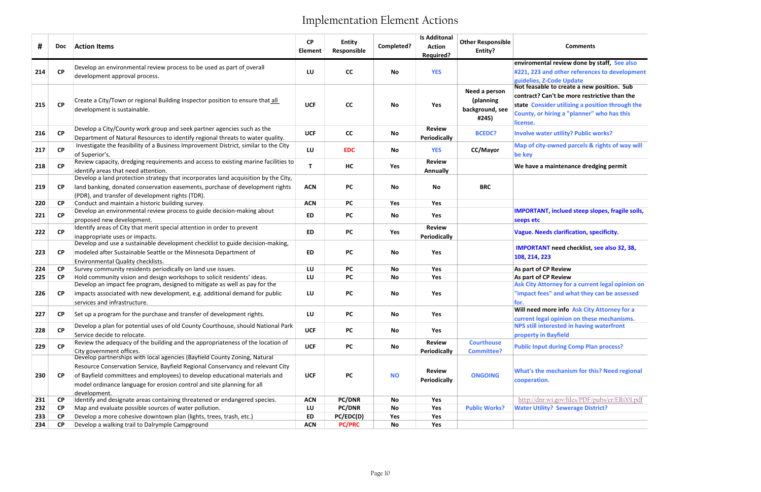# Implementation Element Actions

| # | Doc | Action Items | CP Element | Entity Responsible | Completed? | Is Additonal Action Required? | Other Responsible Entity? | Comments |
|---|---|---|---|---|---|---|---|---|
| 214 | CP | Develop an environmental review process to be used as part of overall development approval process. | LU | CC | No | YES | | enviromental review done by staff, See also #221, 223 and other references to development guidelies, Z-Code Update |
| 215 | CP | Create a City/Town or regional Building Inspector position to ensure that all development is sustainable. | UCF | CC | No | Yes | Need a person (planning background, see #245) | Not feasable to create a new position. Sub contract? Can't be more restrictive than the state Consider utilizing a position through the County, or hiring a "planner" who has this license. |
| 216 | CP | Develop a City/County work group and seek partner agencies such as the Department of Natural Resources to identify regional threats to water quality. | UCF | CC | No | Review Periodically | BCEDC? | Involve water utility? Public works? |
| 217 | CP | Investigate the feasibility of a Business Improvement District, similar to the City of Superior's. | LU | EDC | No | YES | CC/Mayor | Map of city-owned parcels & rights of way will be key |
| 218 | CP | Review capacity, dredging requirements and access to existing marine facilities to identify areas that need attention. | T | HC | Yes | Review Annually | | We have a maintenance dredging permit |
| 219 | CP | Develop a land protection strategy that incorporates land acquisition by the City, land banking, donated conservation easements, purchase of development rights (PDR), and transfer of development rights (TDR). | ACN | PC | No | No | BRC | |
| 220 | CP | Conduct and maintain a historic building survey. | ACN | PC | Yes | Yes | | |
| 221 | CP | Develop an environmental review process to guide decision-making about proposed new development. | ED | PC | No | Yes | | IMPORTANT, inclued steep slopes, fragile soils, seeps etc |
| 222 | CP | Identify areas of City that merit special attention in order to prevent inappropriate uses or impacts. | ED | PC | Yes | Review Periodically | | Vague. Needs clarification, specificity. |
| 223 | CP | Develop and use a sustainable development checklist to guide decision-making, modeled after Sustainable Seattle or the Minnesota Department of Environmental Quality checklists. | ED | PC | No | Yes | | IMPORTANT need checklist, see also 32, 38, 108, 214, 223 |
| 224 | CP | Survey community residents periodically on land use issues. | LU | PC | No | Yes | | As part of CP Review |
| 225 | CP | Hold community vision and design workshops to solicit residents' ideas. | LU | PC | No | Yes | | As part of CP Review |
| 226 | CP | Develop an impact fee program, designed to mitigate as well as pay for the impacts associated with new development, e.g. additional demand for public services and infrastructure. | LU | PC | No | Yes | | Ask City Attorney for a current legal opinion on "impact fees" and what they can be assessed for. |
| 227 | CP | Set up a program for the purchase and transfer of development rights. | LU | PC | No | Yes | | Will need more info Ask City Attorney for a current legal opinion on these mechanisms. |
| 228 | CP | Develop a plan for potential uses of old County Courthouse, should National Park Service decide to relocate. | UCF | PC | No | Yes | | NPS still interested in having waterfront property in Bayfield |
| 229 | CP | Review the adequacy of the building and the appropriateness of the location of City government offices. | UCF | PC | No | Review Periodically | Courthouse Committee? | Public Input during Comp Plan process? |
| 230 | CP | Develop partnerships with local agencies (Bayfield County Zoning, Natural Resource Conservation Service, Bayfield Regional Conservancy and relevant City of Bayfield committees and employees) to develop educational materials and model ordinance language for erosion control and site planning for all development. | UCF | PC | NO | Review Periodically | ONGOING | What's the mechanism for this? Need regional cooperation. |
| 231 | CP | Identify and designate areas containing threatened or endangered species. | ACN | PC/DNR | No | Yes | | http://dnr.wi.gov/files/PDF/pubs/er/ER001.pdf |
| 232 | CP | Map and evaluate possible sources of water pollution. | LU | PC/DNR | No | Yes | Public Works? | Water Utility? Sewerage District? |
| 233 | CP | Develop a more cohesive downtown plan (lights, trees, trash, etc.) | ED | PC/EDC(D) | Yes | Yes | | |
| 234 | CP | Develop a walking trail to Dalrymple Campground | ACN | PC/PRC | No | Yes | | |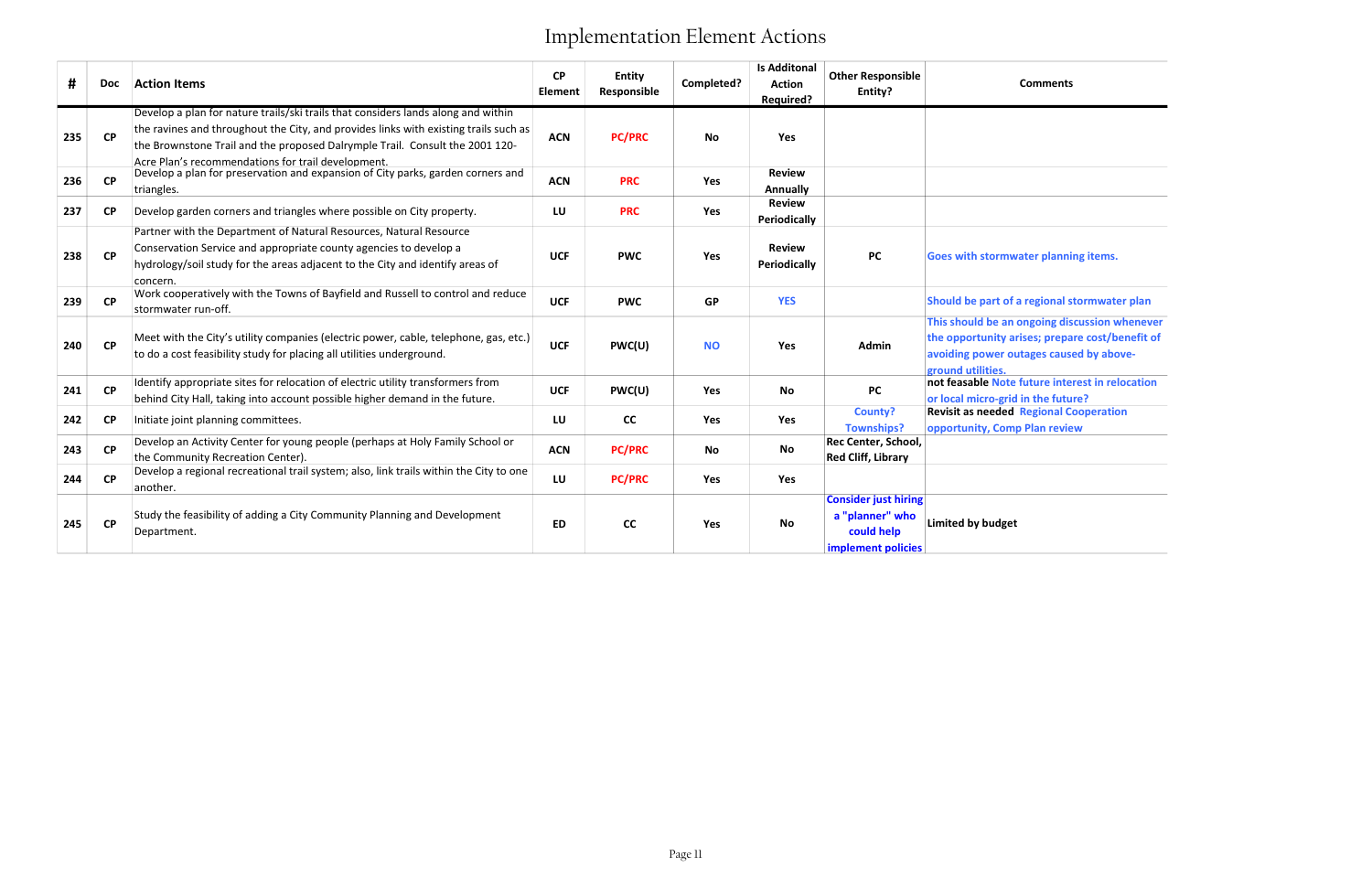# Implementation Element Actions

| # | Doc | Action Items | CP Element | Entity Responsible | Completed? | Is Additonal Action Required? | Other Responsible Entity? | Comments |
|---|---|---|---|---|---|---|---|---|
| 235 | CP | Develop a plan for nature trails/ski trails that considers lands along and within the ravines and throughout the City, and provides links with existing trails such as the Brownstone Trail and the proposed Dalrymple Trail. Consult the 2001 120-Acre Plan's recommendations for trail development. | ACN | PC/PRC | No | Yes | | |
| 236 | CP | Develop a plan for preservation and expansion of City parks, garden corners and triangles. | ACN | PRC | Yes | Review Annually | | |
| 237 | CP | Develop garden corners and triangles where possible on City property. | LU | PRC | Yes | Review Periodically | | |
| 238 | CP | Partner with the Department of Natural Resources, Natural Resource Conservation Service and appropriate county agencies to develop a hydrology/soil study for the areas adjacent to the City and identify areas of concern. | UCF | PWC | Yes | Review Periodically | PC | Goes with stormwater planning items. |
| 239 | CP | Work cooperatively with the Towns of Bayfield and Russell to control and reduce stormwater run-off. | UCF | PWC | GP | YES | | Should be part of a regional stormwater plan |
| 240 | CP | Meet with the City's utility companies (electric power, cable, telephone, gas, etc.) to do a cost feasibility study for placing all utilities underground. | UCF | PWC(U) | NO | Yes | Admin | This should be an ongoing discussion whenever the opportunity arises; prepare cost/benefit of avoiding power outages caused by above-ground utilities. |
| 241 | CP | Identify appropriate sites for relocation of electric utility transformers from behind City Hall, taking into account possible higher demand in the future. | UCF | PWC(U) | Yes | No | PC | not feasable Note future interest in relocation or local micro-grid in the future? |
| 242 | CP | Initiate joint planning committees. | LU | CC | Yes | Yes | County? Townships? | Revisit as needed Regional Cooperation opportunity, Comp Plan review |
| 243 | CP | Develop an Activity Center for young people (perhaps at Holy Family School or the Community Recreation Center). | ACN | PC/PRC | No | No | Rec Center, School, Red Cliff, Library | |
| 244 | CP | Develop a regional recreational trail system; also, link trails within the City to one another. | LU | PC/PRC | Yes | Yes | | |
| 245 | CP | Study the feasibility of adding a City Community Planning and Development Department. | ED | CC | Yes | No | Consider just hiring a "planner" who could help implement policies | Limited by budget |